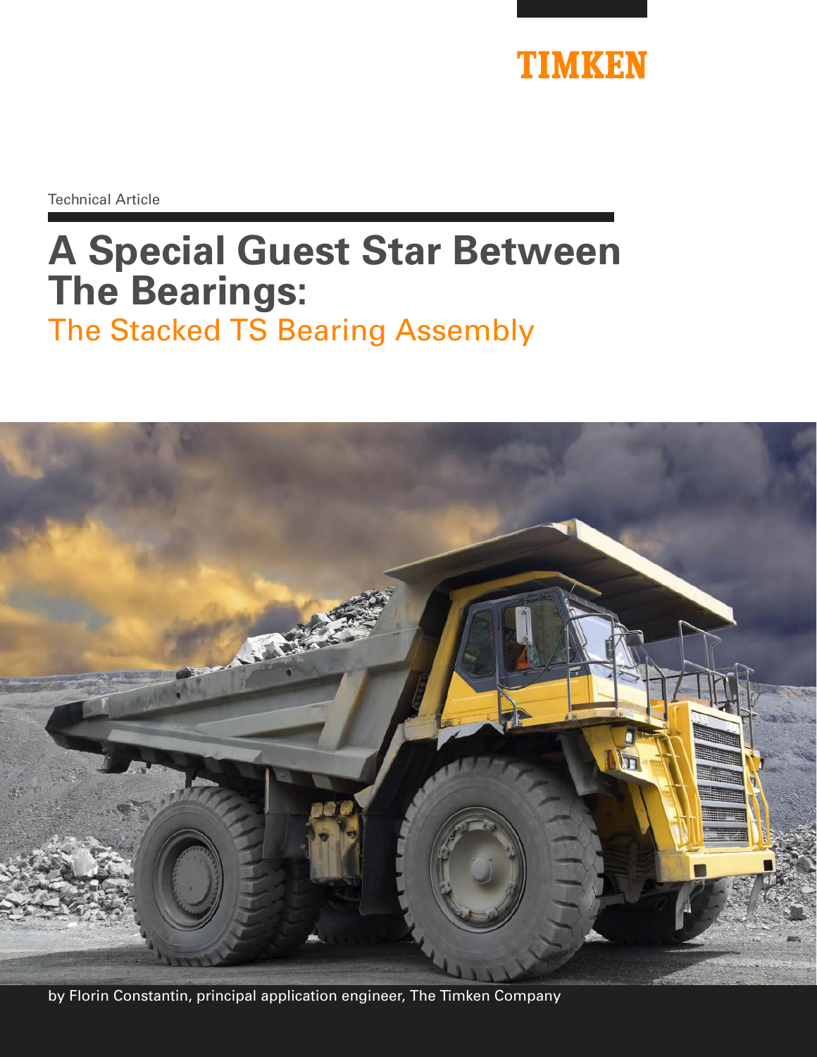TIMKEN

Technical Article

# A Special Guest Star Between The Bearings:

## The Stacked TS Bearing Assembly

by Florin Constantin, principal application engineer, The Timken Company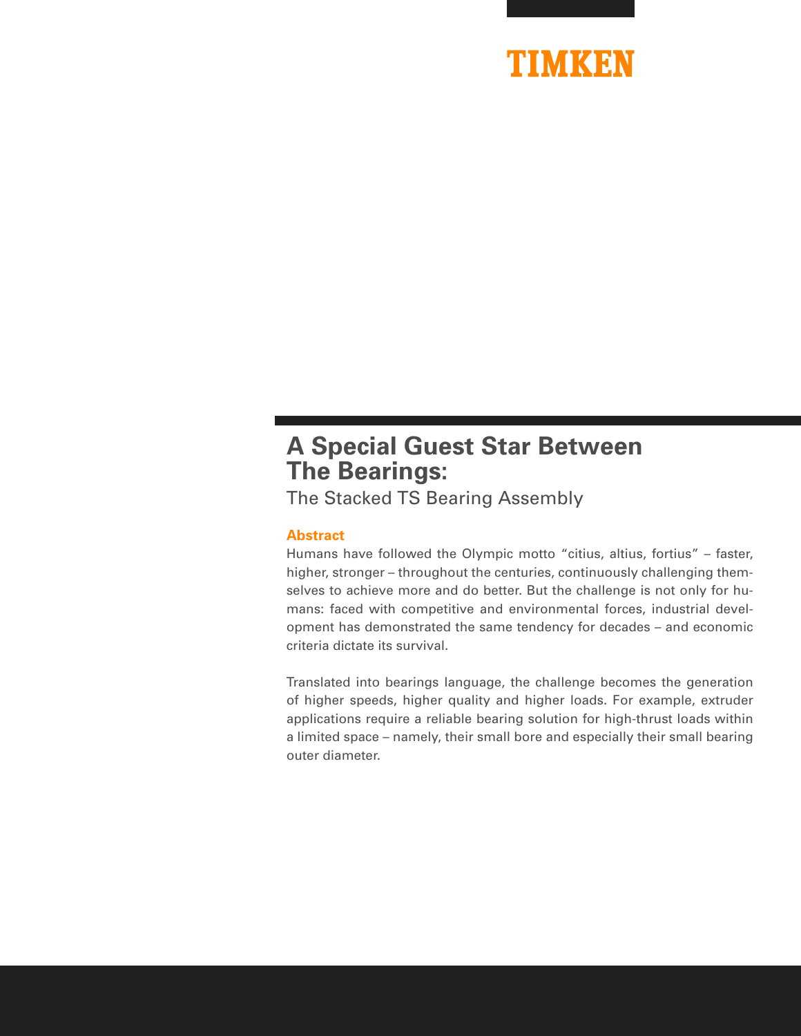TIMKEN

# A Special Guest Star Between The Bearings:

## The Stacked TS Bearing Assembly

### Abstract

Humans have followed the Olympic motto “citius, altius, fortius” – faster, higher, stronger – throughout the centuries, continuously challenging themselves to achieve more and do better. But the challenge is not only for humans: faced with competitive and environmental forces, industrial development has demonstrated the same tendency for decades – and economic criteria dictate its survival.

Translated into bearings language, the challenge becomes the generation of higher speeds, higher quality and higher loads. For example, extruder applications require a reliable bearing solution for high-thrust loads within a limited space – namely, their small bore and especially their small bearing outer diameter.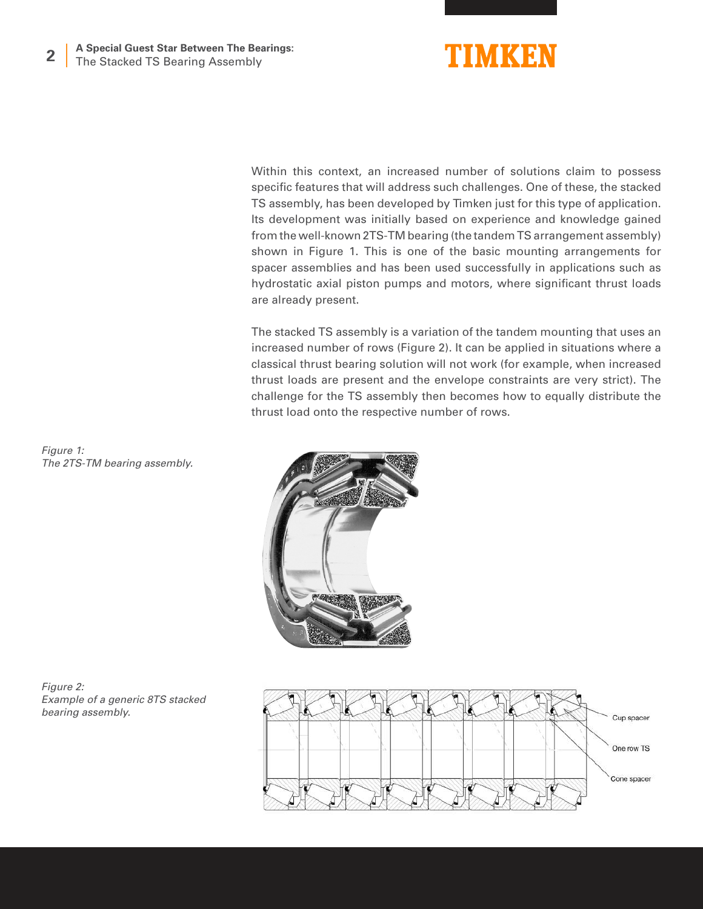Within this context, an increased number of solutions claim to possess specific features that will address such challenges. One of these, the stacked TS assembly, has been developed by Timken just for this type of application. Its development was initially based on experience and knowledge gained from the well-known 2TS-TM bearing (the tandem TS arrangement assembly) shown in Figure 1. This is one of the basic mounting arrangements for spacer assemblies and has been used successfully in applications such as hydrostatic axial piston pumps and motors, where significant thrust loads are already present.

The stacked TS assembly is a variation of the tandem mounting that uses an increased number of rows (Figure 2). It can be applied in situations where a classical thrust bearing solution will not work (for example, when increased thrust loads are present and the envelope constraints are very strict). The challenge for the TS assembly then becomes how to equally distribute the thrust load onto the respective number of rows.

*Figure 1: The 2TS-TM bearing assembly.*

*Figure 2: Example of a generic 8TS stacked bearing assembly.*

Cup spacer

One row TS

Cone spacer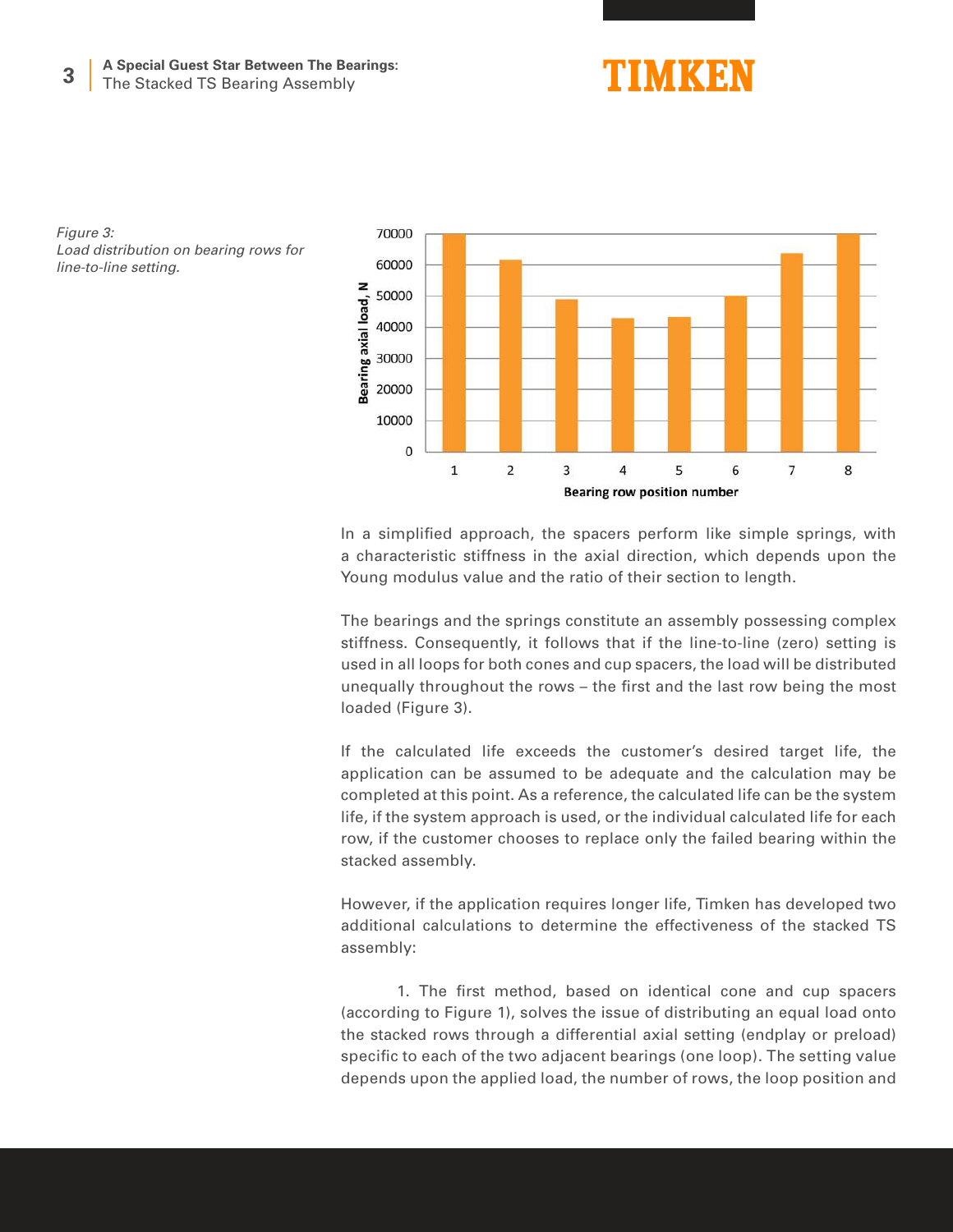*Figure 3:*
*Load distribution on bearing rows for line-to-line setting.*

In a simplified approach, the spacers perform like simple springs, with a characteristic stiffness in the axial direction, which depends upon the Young modulus value and the ratio of their section to length.

The bearings and the springs constitute an assembly possessing complex stiffness. Consequently, it follows that if the line-to-line (zero) setting is used in all loops for both cones and cup spacers, the load will be distributed unequally throughout the rows – the first and the last row being the most loaded (Figure 3).

If the calculated life exceeds the customer's desired target life, the application can be assumed to be adequate and the calculation may be completed at this point. As a reference, the calculated life can be the system life, if the system approach is used, or the individual calculated life for each row, if the customer chooses to replace only the failed bearing within the stacked assembly.

However, if the application requires longer life, Timken has developed two additional calculations to determine the effectiveness of the stacked TS assembly:

1. The first method, based on identical cone and cup spacers (according to Figure 1), solves the issue of distributing an equal load onto the stacked rows through a differential axial setting (endplay or preload) specific to each of the two adjacent bearings (one loop). The setting value depends upon the applied load, the number of rows, the loop position and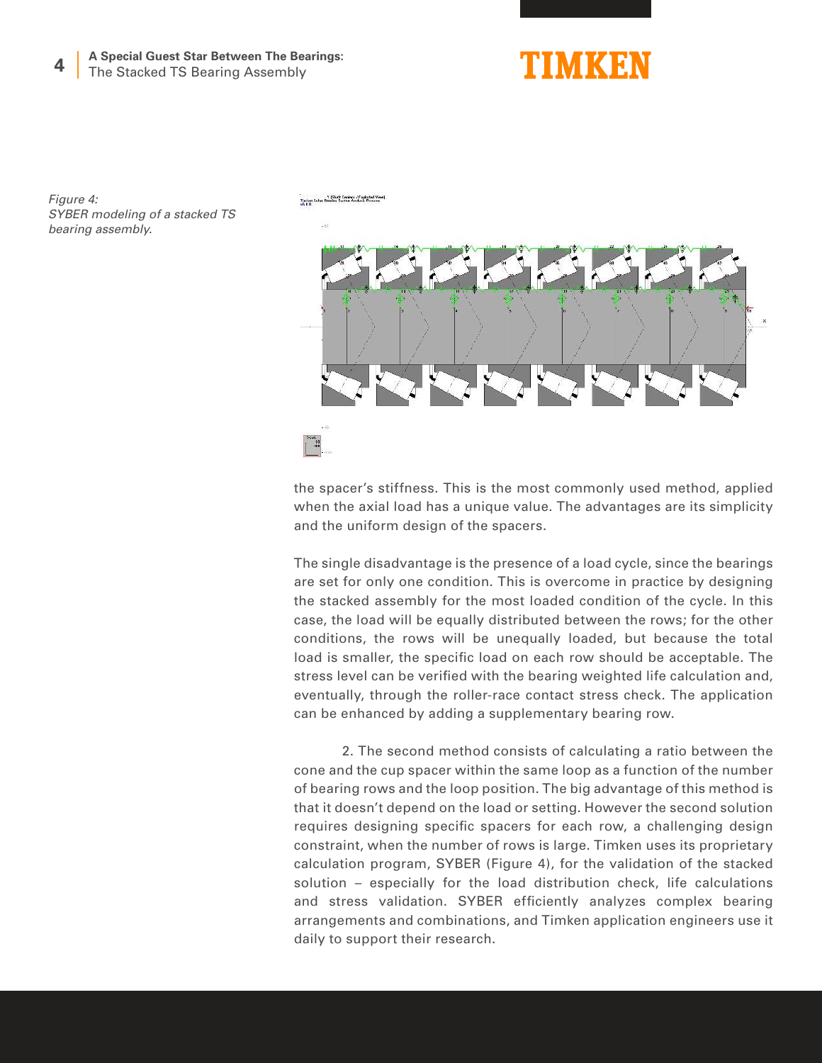*Figure 4:*
*SYBER modeling of a stacked TS bearing assembly.*

the spacer's stiffness. This is the most commonly used method, applied when the axial load has a unique value. The advantages are its simplicity and the uniform design of the spacers.

The single disadvantage is the presence of a load cycle, since the bearings are set for only one condition. This is overcome in practice by designing the stacked assembly for the most loaded condition of the cycle. In this case, the load will be equally distributed between the rows; for the other conditions, the rows will be unequally loaded, but because the total load is smaller, the specific load on each row should be acceptable. The stress level can be verified with the bearing weighted life calculation and, eventually, through the roller-race contact stress check. The application can be enhanced by adding a supplementary bearing row.

2. The second method consists of calculating a ratio between the cone and the cup spacer within the same loop as a function of the number of bearing rows and the loop position. The big advantage of this method is that it doesn't depend on the load or setting. However the second solution requires designing specific spacers for each row, a challenging design constraint, when the number of rows is large. Timken uses its proprietary calculation program, SYBER (Figure 4), for the validation of the stacked solution – especially for the load distribution check, life calculations and stress validation. SYBER efficiently analyzes complex bearing arrangements and combinations, and Timken application engineers use it daily to support their research.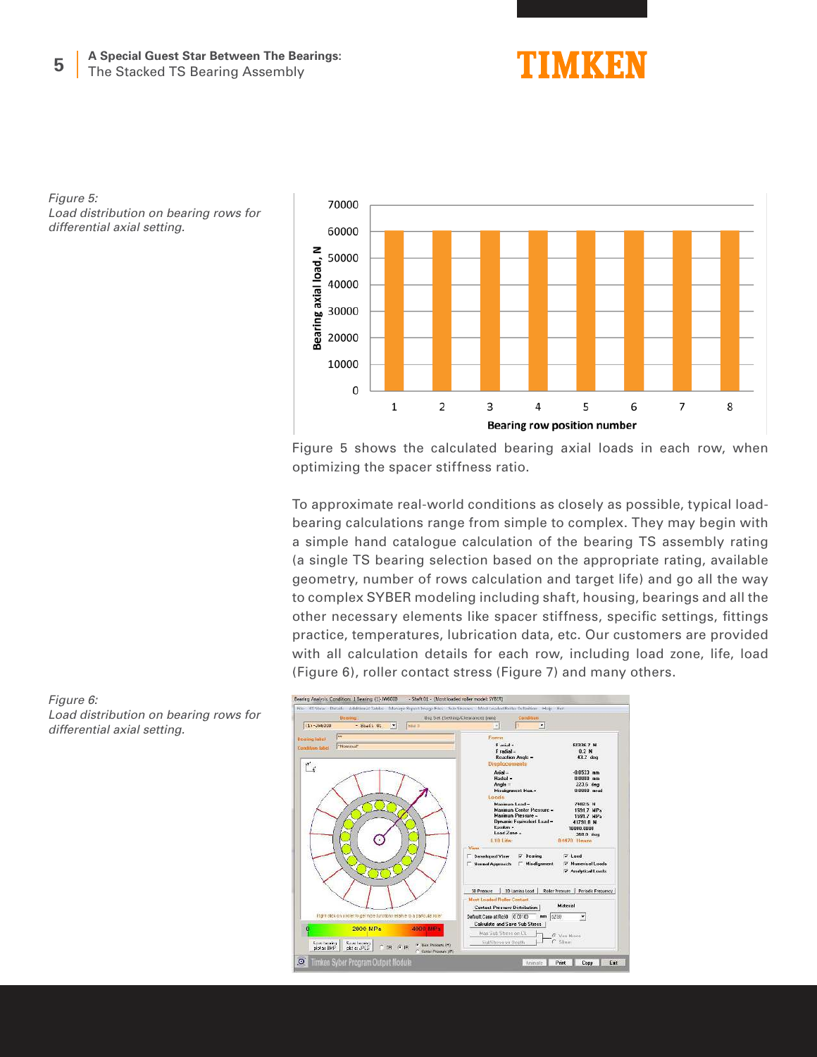*Figure 5:*
*Load distribution on bearing rows for differential axial setting.*

Figure 5 shows the calculated bearing axial loads in each row, when optimizing the spacer stiffness ratio.

To approximate real-world conditions as closely as possible, typical load-bearing calculations range from simple to complex. They may begin with a simple hand catalogue calculation of the bearing TS assembly rating (a single TS bearing selection based on the appropriate rating, available geometry, number of rows calculation and target life) and go all the way to complex SYBER modeling including shaft, housing, bearings and all the other necessary elements like spacer stiffness, specific settings, fittings practice, temperatures, lubrication data, etc. Our customers are provided with all calculation details for each row, including load zone, life, load (Figure 6), roller contact stress (Figure 7) and many others.

*Figure 6:*
*Load distribution on bearing rows for differential axial setting.*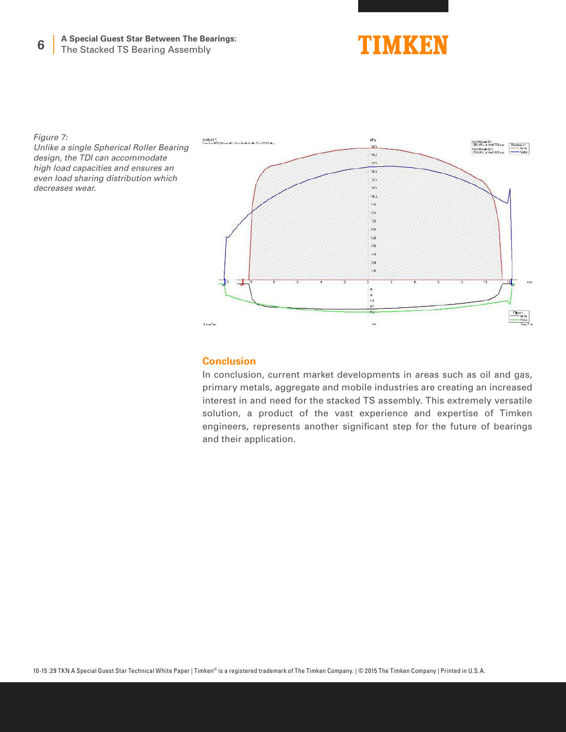Figure 7:
*Unlike a single Spherical Roller Bearing design, the TDI can accommodate high load capacities and ensures an even load sharing distribution which decreases wear.*

## Conclusion

In conclusion, current market developments in areas such as oil and gas, primary metals, aggregate and mobile industries are creating an increased interest in and need for the stacked TS assembly. This extremely versatile solution, a product of the vast experience and expertise of Timken engineers, represents another significant step for the future of bearings and their application.

10-15 :29 TKN A Special Guest Star Technical White Paper | Timken® is a registered trademark of The Timken Company. | © 2015 The Timken Company | Printed in U.S.A.